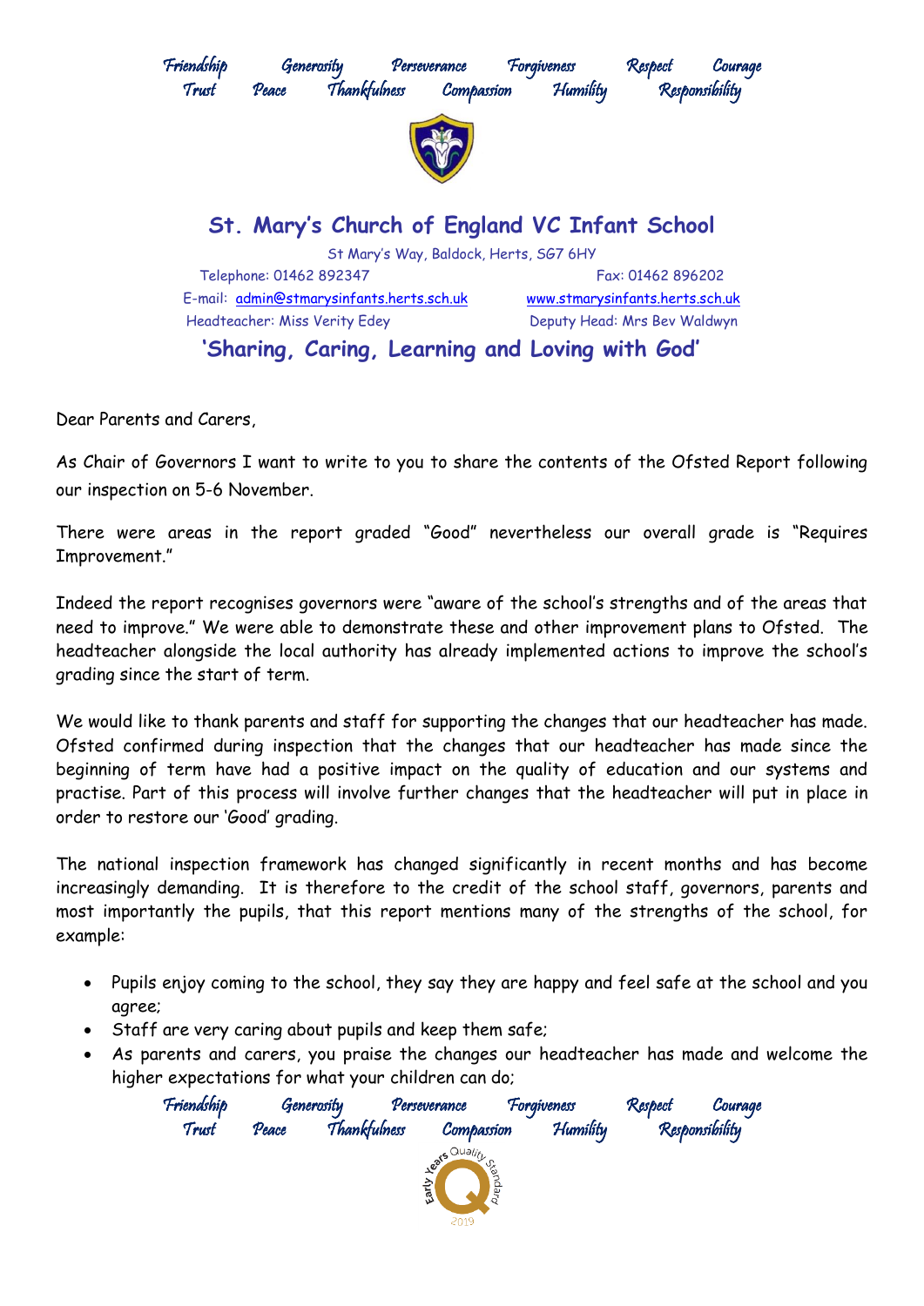Friendship Generosity Perseverance Forgiveness Respect Courage
Trust Peace Thankfulness Compassion Humility Responsibility

# St. Mary's Church of England VC Infant School

St Mary's Way, Baldock, Herts, SG7 6HY

Telephone: 01462 892347 Fax: 01462 896202

E-mail: admin@stmarysinfants.herts.sch.uk www.stmarysinfants.herts.sch.uk

Headteacher: Miss Verity Edey Deputy Head: Mrs Bev Waldwyn

## 'Sharing, Caring, Learning and Loving with God'

Dear Parents and Carers,

As Chair of Governors I want to write to you to share the contents of the Ofsted Report following our inspection on 5-6 November.

There were areas in the report graded "Good" nevertheless our overall grade is "Requires Improvement."

Indeed the report recognises governors were "aware of the school's strengths and of the areas that need to improve." We were able to demonstrate these and other improvement plans to Ofsted. The headteacher alongside the local authority has already implemented actions to improve the school's grading since the start of term.

We would like to thank parents and staff for supporting the changes that our headteacher has made. Ofsted confirmed during inspection that the changes that our headteacher has made since the beginning of term have had a positive impact on the quality of education and our systems and practise. Part of this process will involve further changes that the headteacher will put in place in order to restore our 'Good' grading.

The national inspection framework has changed significantly in recent months and has become increasingly demanding. It is therefore to the credit of the school staff, governors, parents and most importantly the pupils, that this report mentions many of the strengths of the school, for example:

- Pupils enjoy coming to the school, they say they are happy and feel safe at the school and you agree;
- Staff are very caring about pupils and keep them safe;
- As parents and carers, you praise the changes our headteacher has made and welcome the higher expectations for what your children can do;

Friendship Generosity Perseverance Forgiveness Respect Courage
Trust Peace Thankfulness Compassion Humility Responsibility

Early Years Quality Standard 2019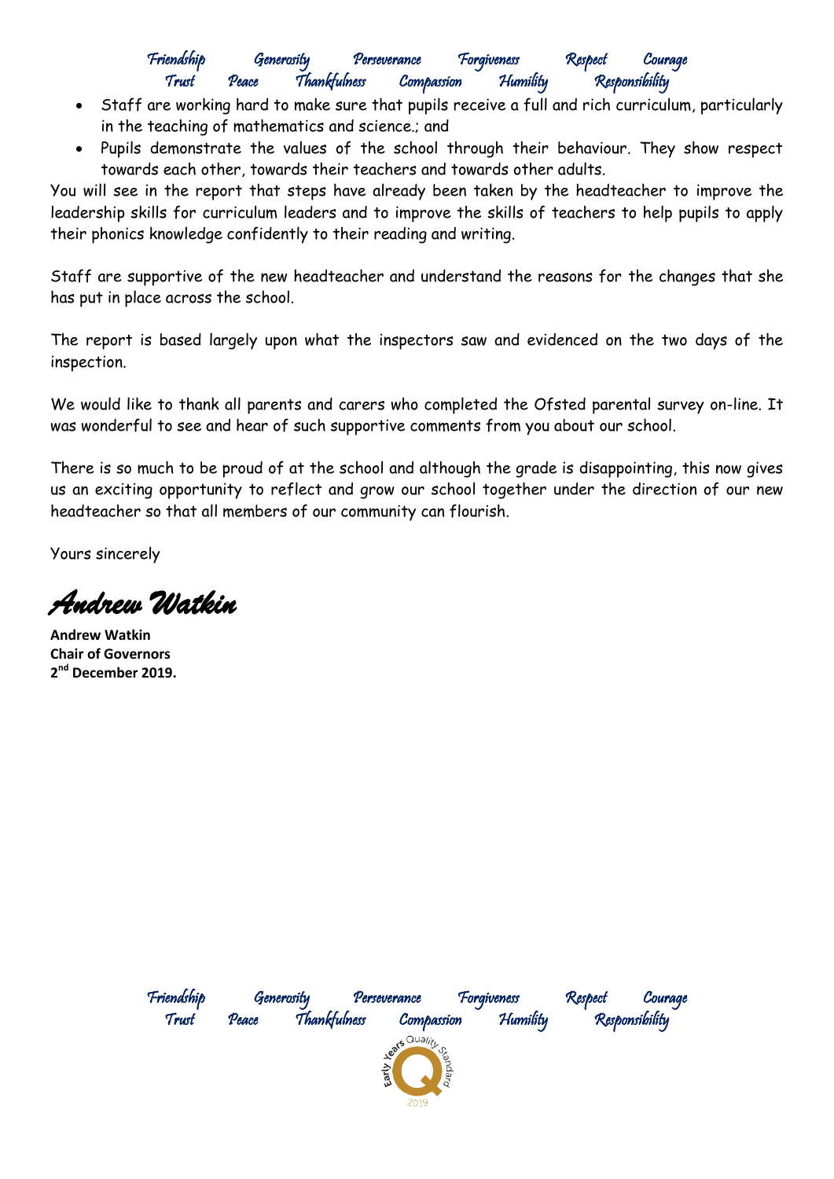- Staff are working hard to make sure that pupils receive a full and rich curriculum, particularly in the teaching of mathematics and science.; and
- Pupils demonstrate the values of the school through their behaviour. They show respect towards each other, towards their teachers and towards other adults.

You will see in the report that steps have already been taken by the headteacher to improve the leadership skills for curriculum leaders and to improve the skills of teachers to help pupils to apply their phonics knowledge confidently to their reading and writing.

Staff are supportive of the new headteacher and understand the reasons for the changes that she has put in place across the school.

The report is based largely upon what the inspectors saw and evidenced on the two days of the inspection.

We would like to thank all parents and carers who completed the Ofsted parental survey on-line. It was wonderful to see and hear of such supportive comments from you about our school.

There is so much to be proud of at the school and although the grade is disappointing, this now gives us an exciting opportunity to reflect and grow our school together under the direction of our new headteacher so that all members of our community can flourish.

Yours sincerely

*Andrew Watkin*

**Andrew Watkin**
**Chair of Governors**
**2nd December 2019.**